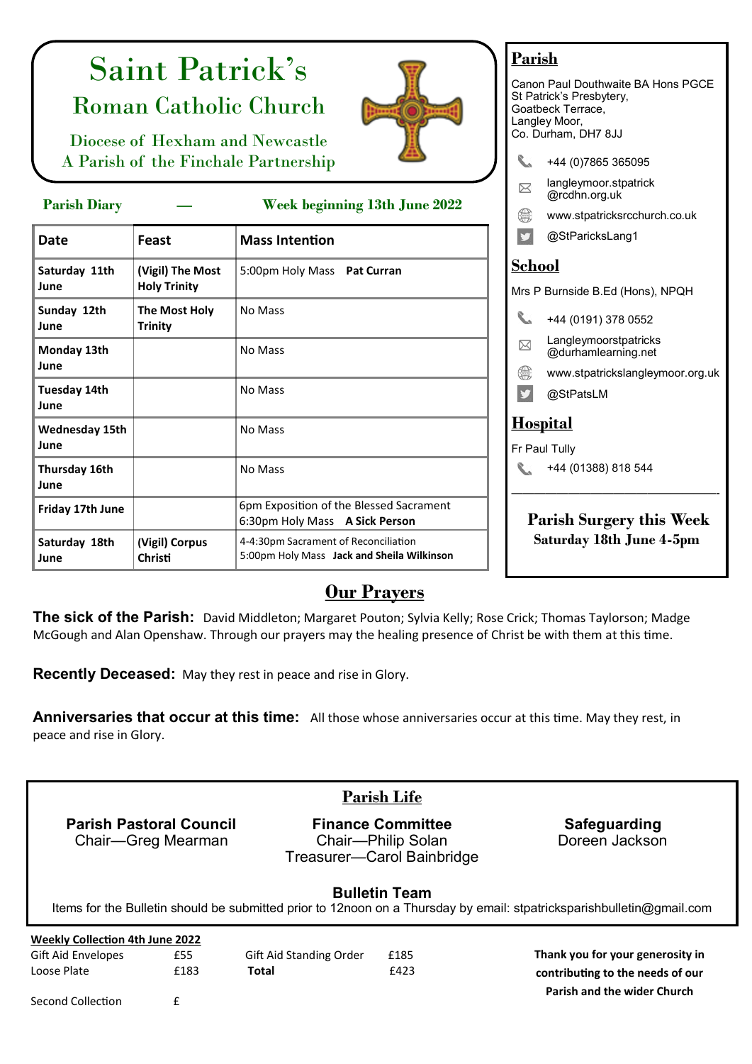# Saint Patrick's

## Roman Catholic Church

Diocese of Hexham and Newcastle
A Parish of the Finchale Partnership

**Parish Diary — Week beginning 13th June 2022**

| Date | Feast | Mass Intention |
|---|---|---|
| Saturday 11th June | (Vigil) The Most Holy Trinity | 5:00pm Holy Mass **Pat Curran** |
| Sunday 12th June | The Most Holy Trinity | No Mass |
| Monday 13th June | | No Mass |
| Tuesday 14th June | | No Mass |
| Wednesday 15th June | | No Mass |
| Thursday 16th June | | No Mass |
| Friday 17th June | | 6pm Exposition of the Blessed Sacrament<br>6:30pm Holy Mass **A Sick Person** |
| Saturday 18th June | (Vigil) Corpus Christi | 4-4:30pm Sacrament of Reconciliation<br>5:00pm Holy Mass **Jack and Sheila Wilkinson** |

## Parish

Canon Paul Douthwaite BA Hons PGCE
St Patrick's Presbytery,
Goatbeck Terrace,
Langley Moor,
Co. Durham, DH7 8JJ

+44 (0)7865 365095
langleymoor.stpatrick@rcdhn.org.uk
www.stpatricksrcchurch.co.uk
@StParicksLang1

## School

Mrs P Burnside B.Ed (Hons), NPQH

+44 (0191) 378 0552
Langleymoorstpatricks@durhamlearning.net
www.stpatrickslangleymoor.org.uk
@StPatsLM

## Hospital

Fr Paul Tully

+44 (01388) 818 544

**Parish Surgery this Week**
**Saturday 18th June 4-5pm**

## Our Prayers

**The sick of the Parish:** David Middleton; Margaret Pouton; Sylvia Kelly; Rose Crick; Thomas Taylorson; Madge McGough and Alan Openshaw. Through our prayers may the healing presence of Christ be with them at this time.

**Recently Deceased:** May they rest in peace and rise in Glory.

**Anniversaries that occur at this time:** All those whose anniversaries occur at this time. May they rest, in peace and rise in Glory.

## Parish Life

**Parish Pastoral Council**
Chair—Greg Mearman

**Finance Committee**
Chair—Philip Solan
Treasurer—Carol Bainbridge

**Safeguarding**
Doreen Jackson

**Bulletin Team**
Items for the Bulletin should be submitted prior to 12noon on a Thursday by email: stpatricksparishbulletin@gmail.com

**Weekly Collection 4th June 2022**

| | | | |
|---|---|---|---|
| Gift Aid Envelopes | £55 | Gift Aid Standing Order | £185 |
| Loose Plate | £183 | **Total** | £423 |
| Second Collection | £ | | |

**Thank you for your generosity in contributing to the needs of our Parish and the wider Church**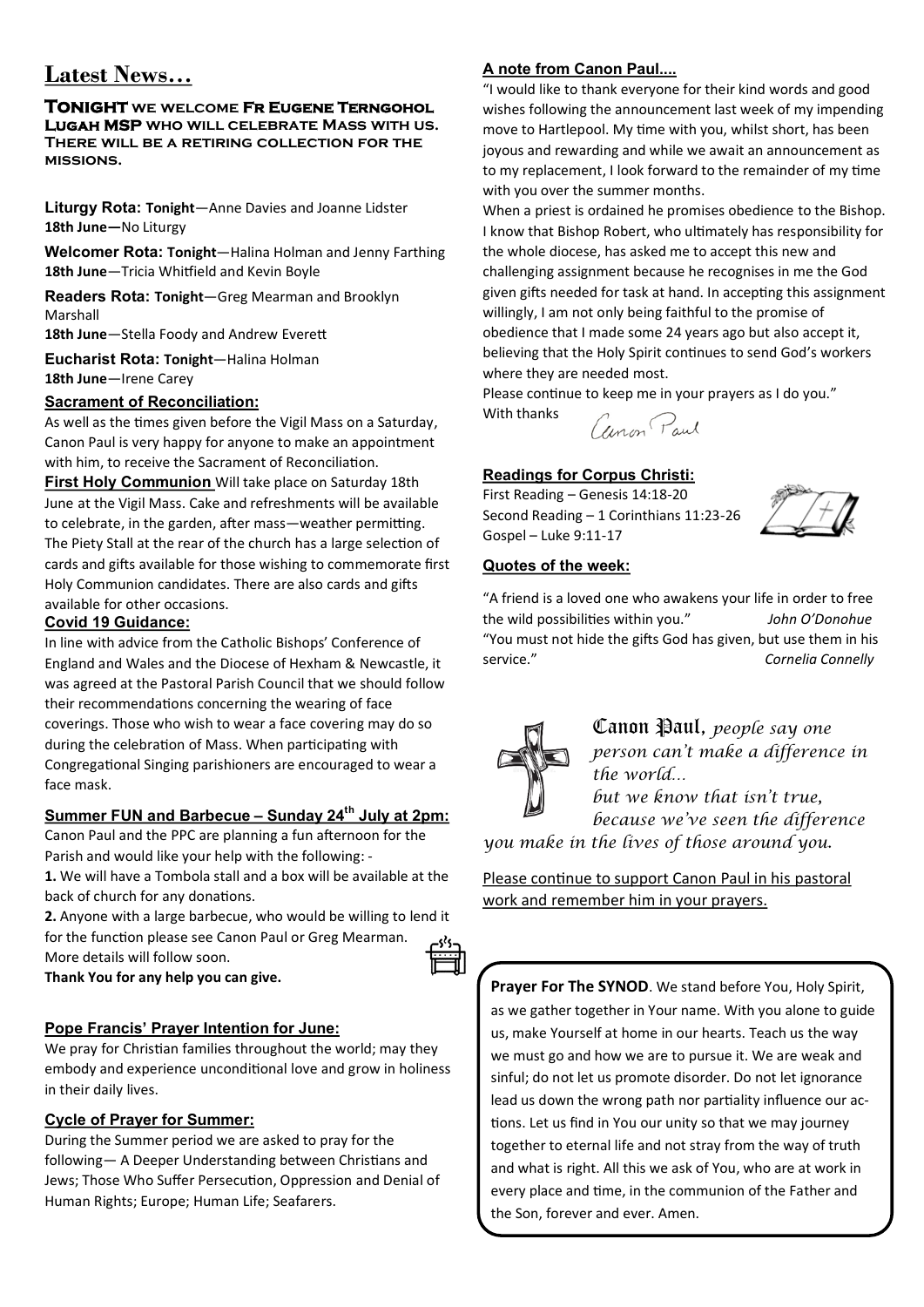# Latest News…

**TONIGHT WE WELCOME FR EUGENE TERNGOHOL LUGAH MSP WHO WILL CELEBRATE MASS WITH US. THERE WILL BE A RETIRING COLLECTION FOR THE MISSIONS.**

**Liturgy Rota: Tonight**—Anne Davies and Joanne Lidster
**18th June—**No Liturgy

**Welcomer Rota: Tonight**—Halina Holman and Jenny Farthing
**18th June**—Tricia Whitfield and Kevin Boyle

**Readers Rota: Tonight**—Greg Mearman and Brooklyn Marshall
**18th June**—Stella Foody and Andrew Everett

**Eucharist Rota: Tonight**—Halina Holman
**18th June**—Irene Carey

### Sacrament of Reconciliation:

As well as the times given before the Vigil Mass on a Saturday, Canon Paul is very happy for anyone to make an appointment with him, to receive the Sacrament of Reconciliation.

**First Holy Communion** Will take place on Saturday 18th June at the Vigil Mass. Cake and refreshments will be available to celebrate, in the garden, after mass—weather permitting. The Piety Stall at the rear of the church has a large selection of cards and gifts available for those wishing to commemorate first Holy Communion candidates. There are also cards and gifts available for other occasions.

### Covid 19 Guidance:

In line with advice from the Catholic Bishops' Conference of England and Wales and the Diocese of Hexham & Newcastle, it was agreed at the Pastoral Parish Council that we should follow their recommendations concerning the wearing of face coverings. Those who wish to wear a face covering may do so during the celebration of Mass. When participating with Congregational Singing parishioners are encouraged to wear a face mask.

### Summer FUN and Barbecue – Sunday 24th July at 2pm:

Canon Paul and the PPC are planning a fun afternoon for the Parish and would like your help with the following: -

**1.** We will have a Tombola stall and a box will be available at the back of church for any donations.

**2.** Anyone with a large barbecue, who would be willing to lend it for the function please see Canon Paul or Greg Mearman. More details will follow soon.

**Thank You for any help you can give.**

### Pope Francis' Prayer Intention for June:

We pray for Christian families throughout the world; may they embody and experience unconditional love and grow in holiness in their daily lives.

### Cycle of Prayer for Summer:

During the Summer period we are asked to pray for the following— A Deeper Understanding between Christians and Jews; Those Who Suffer Persecution, Oppression and Denial of Human Rights; Europe; Human Life; Seafarers.

### A note from Canon Paul....

"I would like to thank everyone for their kind words and good wishes following the announcement last week of my impending move to Hartlepool. My time with you, whilst short, has been joyous and rewarding and while we await an announcement as to my replacement, I look forward to the remainder of my time with you over the summer months.

When a priest is ordained he promises obedience to the Bishop. I know that Bishop Robert, who ultimately has responsibility for the whole diocese, has asked me to accept this new and challenging assignment because he recognises in me the God given gifts needed for task at hand. In accepting this assignment willingly, I am not only being faithful to the promise of obedience that I made some 24 years ago but also accept it, believing that the Holy Spirit continues to send God's workers where they are needed most.

Please continue to keep me in your prayers as I do you."

With thanks

*Canon Paul*

### Readings for Corpus Christi:

First Reading – Genesis 14:18-20
Second Reading – 1 Corinthians 11:23-26
Gospel – Luke 9:11-17

### Quotes of the week:

"A friend is a loved one who awakens your life in order to free the wild possibilities within you." *John O'Donohue*

"You must not hide the gifts God has given, but use them in his service." *Cornelia Connelly*

**Canon Paul,** *people say one person can't make a difference in the world… but we know that isn't true, because we've seen the difference you make in the lives of those around you.*

Please continue to support Canon Paul in his pastoral work and remember him in your prayers.

**Prayer For The SYNOD**. We stand before You, Holy Spirit, as we gather together in Your name. With you alone to guide us, make Yourself at home in our hearts. Teach us the way we must go and how we are to pursue it. We are weak and sinful; do not let us promote disorder. Do not let ignorance lead us down the wrong path nor partiality influence our actions. Let us find in You our unity so that we may journey together to eternal life and not stray from the way of truth and what is right. All this we ask of You, who are at work in every place and time, in the communion of the Father and the Son, forever and ever. Amen.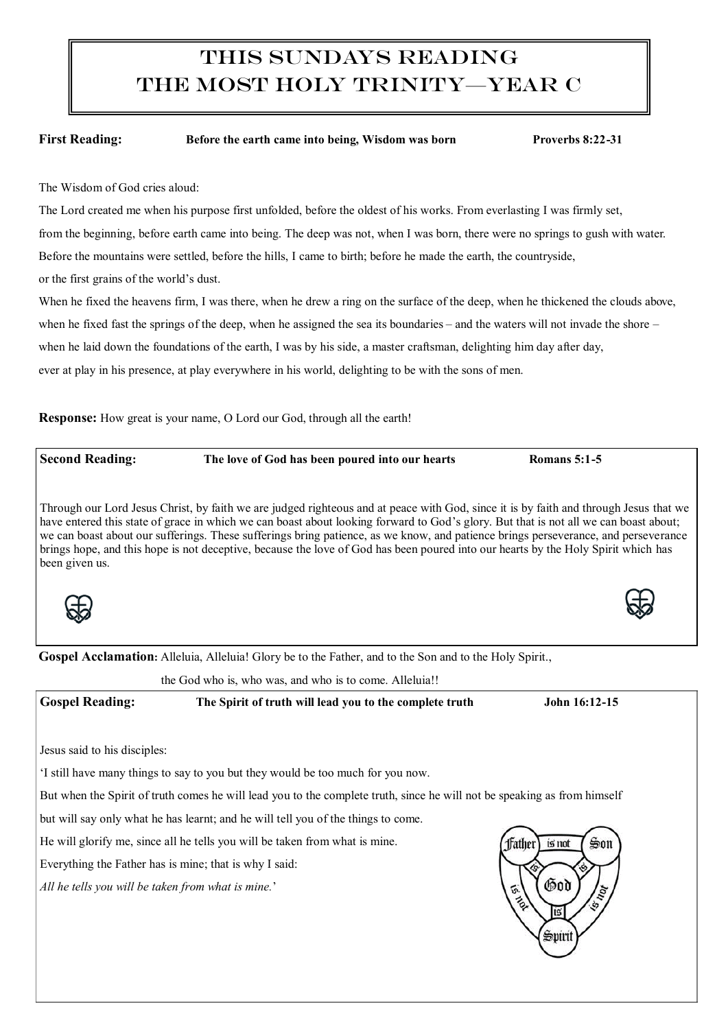# This Sundays Reading
# The Most Holy Trinity—Year C

**First Reading:** **Before the earth came into being, Wisdom was born** **Proverbs 8:22-31**

The Wisdom of God cries aloud:

The Lord created me when his purpose first unfolded, before the oldest of his works. From everlasting I was firmly set,

from the beginning, before earth came into being. The deep was not, when I was born, there were no springs to gush with water.

Before the mountains were settled, before the hills, I came to birth; before he made the earth, the countryside,

or the first grains of the world's dust.

When he fixed the heavens firm, I was there, when he drew a ring on the surface of the deep, when he thickened the clouds above,

when he fixed fast the springs of the deep, when he assigned the sea its boundaries – and the waters will not invade the shore –

when he laid down the foundations of the earth, I was by his side, a master craftsman, delighting him day after day,

ever at play in his presence, at play everywhere in his world, delighting to be with the sons of men.

**Response:** How great is your name, O Lord our God, through all the earth!

**Second Reading:** **The love of God has been poured into our hearts** **Romans 5:1-5**

Through our Lord Jesus Christ, by faith we are judged righteous and at peace with God, since it is by faith and through Jesus that we have entered this state of grace in which we can boast about looking forward to God's glory. But that is not all we can boast about; we can boast about our sufferings. These sufferings bring patience, as we know, and patience brings perseverance, and perseverance brings hope, and this hope is not deceptive, because the love of God has been poured into our hearts by the Holy Spirit which has been given us.

**Gospel Acclamation:** Alleluia, Alleluia! Glory be to the Father, and to the Son and to the Holy Spirit.,

the God who is, who was, and who is to come. Alleluia!!

**Gospel Reading:** **The Spirit of truth will lead you to the complete truth** **John 16:12-15**

Jesus said to his disciples:

'I still have many things to say to you but they would be too much for you now.

But when the Spirit of truth comes he will lead you to the complete truth, since he will not be speaking as from himself

but will say only what he has learnt; and he will tell you of the things to come.

He will glorify me, since all he tells you will be taken from what is mine.

Everything the Father has is mine; that is why I said:

*All he tells you will be taken from what is mine.*'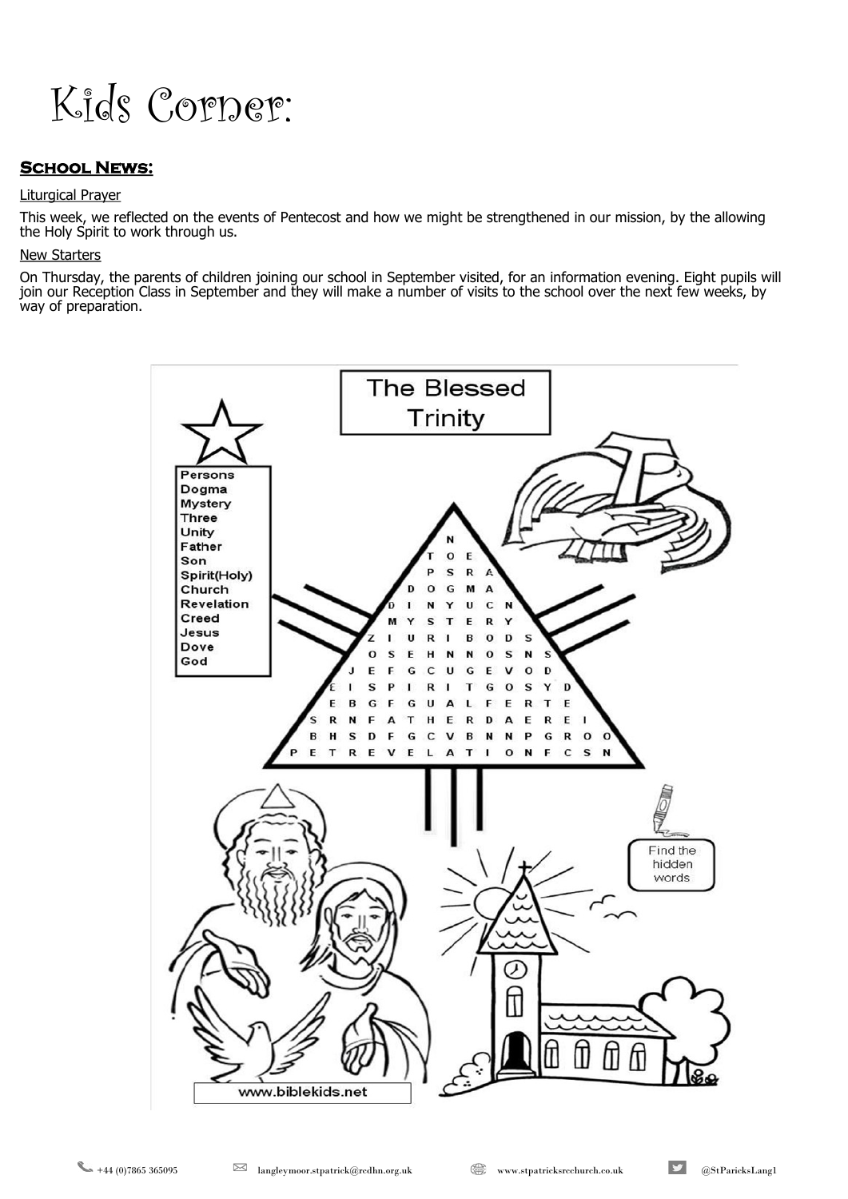# Kids Corner:

## School News:

Liturgical Prayer

This week, we reflected on the events of Pentecost and how we might be strengthened in our mission, by the allowing the Holy Spirit to work through us.

New Starters

On Thursday, the parents of children joining our school in September visited, for an information evening. Eight pupils will join our Reception Class in September and they will make a number of visits to the school over the next few weeks, by way of preparation.

The Blessed Trinity

Persons
Dogma
Mystery
Three
Unity
Father
Son
Spirit(Holy)
Church
Revelation
Creed
Jesus
Dove
God

N
T O E
P S R A
D O G M A
D I N Y U C N
M Y S T E R Y
Z I U R I B O D S
O S E H N N O S N S
J E F G C U G E V O D
E I S P I R I T G O S Y D
E B G F G U A L F E R T E
S R N F A T H E R D A E R E I
B H S D F G C V B N N P G R O O
P E T R E V E L A T I O N F C S N

Find the hidden words

www.biblekids.net